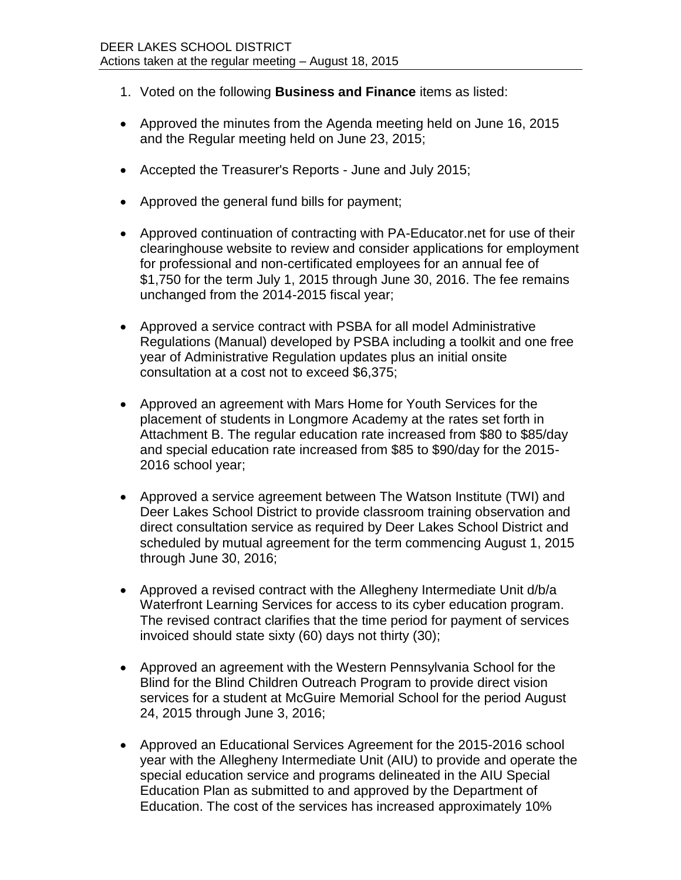DEER LAKES SCHOOL DISTRICT
Actions taken at the regular meeting – August 18, 2015

1. Voted on the following **Business and Finance** items as listed:

- Approved the minutes from the Agenda meeting held on June 16, 2015 and the Regular meeting held on June 23, 2015;

- Accepted the Treasurer's Reports - June and July 2015;

- Approved the general fund bills for payment;

- Approved continuation of contracting with PA-Educator.net for use of their clearinghouse website to review and consider applications for employment for professional and non-certificated employees for an annual fee of $1,750 for the term July 1, 2015 through June 30, 2016. The fee remains unchanged from the 2014-2015 fiscal year;

- Approved a service contract with PSBA for all model Administrative Regulations (Manual) developed by PSBA including a toolkit and one free year of Administrative Regulation updates plus an initial onsite consultation at a cost not to exceed $6,375;

- Approved an agreement with Mars Home for Youth Services for the placement of students in Longmore Academy at the rates set forth in Attachment B. The regular education rate increased from $80 to $85/day and special education rate increased from $85 to $90/day for the 2015-2016 school year;

- Approved a service agreement between The Watson Institute (TWI) and Deer Lakes School District to provide classroom training observation and direct consultation service as required by Deer Lakes School District and scheduled by mutual agreement for the term commencing August 1, 2015 through June 30, 2016;

- Approved a revised contract with the Allegheny Intermediate Unit d/b/a Waterfront Learning Services for access to its cyber education program. The revised contract clarifies that the time period for payment of services invoiced should state sixty (60) days not thirty (30);

- Approved an agreement with the Western Pennsylvania School for the Blind for the Blind Children Outreach Program to provide direct vision services for a student at McGuire Memorial School for the period August 24, 2015 through June 3, 2016;

- Approved an Educational Services Agreement for the 2015-2016 school year with the Allegheny Intermediate Unit (AIU) to provide and operate the special education service and programs delineated in the AIU Special Education Plan as submitted to and approved by the Department of Education. The cost of the services has increased approximately 10%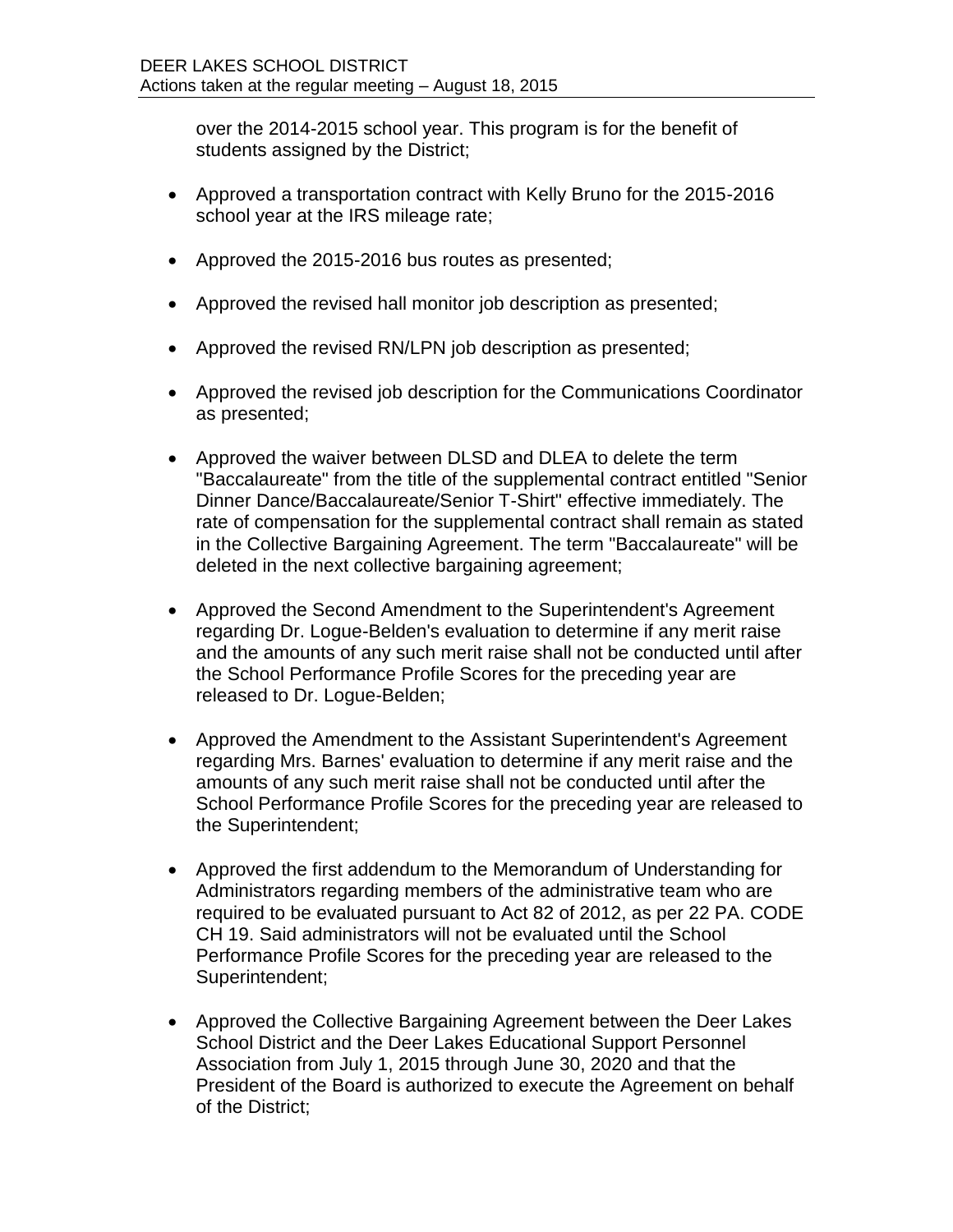over the 2014-2015 school year. This program is for the benefit of students assigned by the District;

- Approved a transportation contract with Kelly Bruno for the 2015-2016 school year at the IRS mileage rate;

- Approved the 2015-2016 bus routes as presented;

- Approved the revised hall monitor job description as presented;

- Approved the revised RN/LPN job description as presented;

- Approved the revised job description for the Communications Coordinator as presented;

- Approved the waiver between DLSD and DLEA to delete the term "Baccalaureate" from the title of the supplemental contract entitled "Senior Dinner Dance/Baccalaureate/Senior T-Shirt" effective immediately. The rate of compensation for the supplemental contract shall remain as stated in the Collective Bargaining Agreement. The term "Baccalaureate" will be deleted in the next collective bargaining agreement;

- Approved the Second Amendment to the Superintendent's Agreement regarding Dr. Logue-Belden's evaluation to determine if any merit raise and the amounts of any such merit raise shall not be conducted until after the School Performance Profile Scores for the preceding year are released to Dr. Logue-Belden;

- Approved the Amendment to the Assistant Superintendent's Agreement regarding Mrs. Barnes' evaluation to determine if any merit raise and the amounts of any such merit raise shall not be conducted until after the School Performance Profile Scores for the preceding year are released to the Superintendent;

- Approved the first addendum to the Memorandum of Understanding for Administrators regarding members of the administrative team who are required to be evaluated pursuant to Act 82 of 2012, as per 22 PA. CODE CH 19. Said administrators will not be evaluated until the School Performance Profile Scores for the preceding year are released to the Superintendent;

- Approved the Collective Bargaining Agreement between the Deer Lakes School District and the Deer Lakes Educational Support Personnel Association from July 1, 2015 through June 30, 2020 and that the President of the Board is authorized to execute the Agreement on behalf of the District;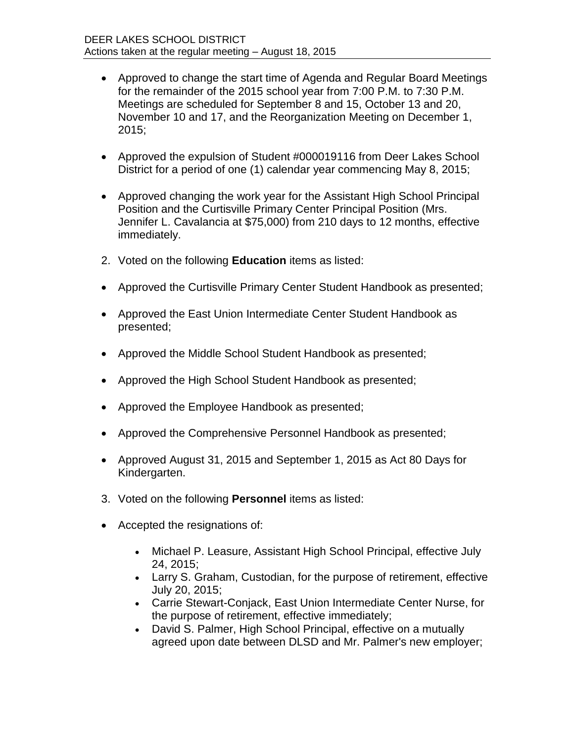- Approved to change the start time of Agenda and Regular Board Meetings for the remainder of the 2015 school year from 7:00 P.M. to 7:30 P.M. Meetings are scheduled for September 8 and 15, October 13 and 20, November 10 and 17, and the Reorganization Meeting on December 1, 2015;

- Approved the expulsion of Student #000019116 from Deer Lakes School District for a period of one (1) calendar year commencing May 8, 2015;

- Approved changing the work year for the Assistant High School Principal Position and the Curtisville Primary Center Principal Position (Mrs. Jennifer L. Cavalancia at $75,000) from 210 days to 12 months, effective immediately.

2. Voted on the following **Education** items as listed:

- Approved the Curtisville Primary Center Student Handbook as presented;

- Approved the East Union Intermediate Center Student Handbook as presented;

- Approved the Middle School Student Handbook as presented;

- Approved the High School Student Handbook as presented;

- Approved the Employee Handbook as presented;

- Approved the Comprehensive Personnel Handbook as presented;

- Approved August 31, 2015 and September 1, 2015 as Act 80 Days for Kindergarten.

3. Voted on the following **Personnel** items as listed:

- Accepted the resignations of:

  - Michael P. Leasure, Assistant High School Principal, effective July 24, 2015;
  - Larry S. Graham, Custodian, for the purpose of retirement, effective July 20, 2015;
  - Carrie Stewart-Conjack, East Union Intermediate Center Nurse, for the purpose of retirement, effective immediately;
  - David S. Palmer, High School Principal, effective on a mutually agreed upon date between DLSD and Mr. Palmer's new employer;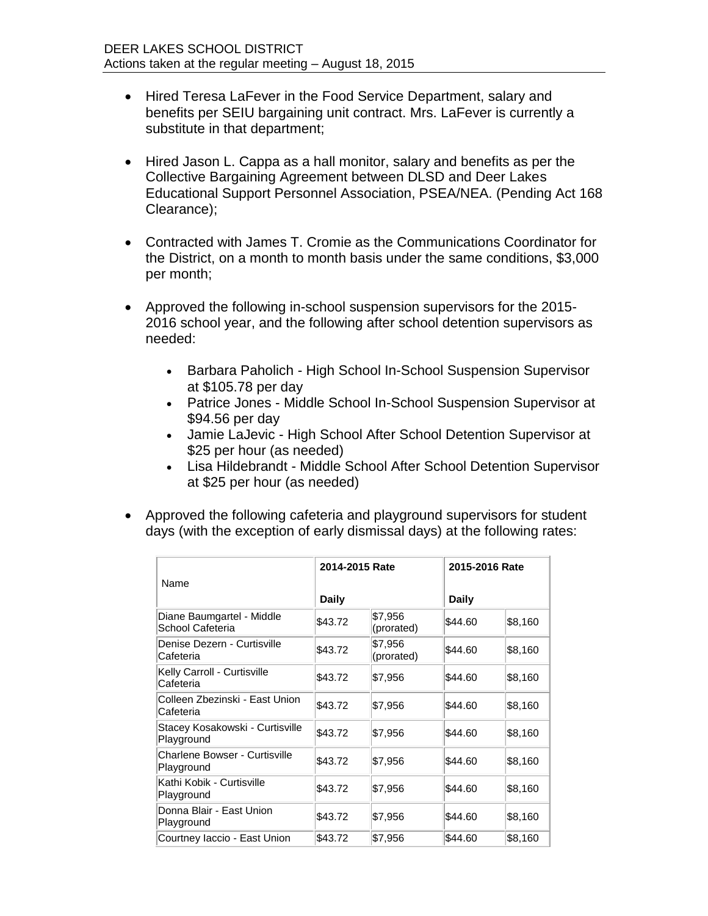- Hired Teresa LaFever in the Food Service Department, salary and benefits per SEIU bargaining unit contract. Mrs. LaFever is currently a substitute in that department;

- Hired Jason L. Cappa as a hall monitor, salary and benefits as per the Collective Bargaining Agreement between DLSD and Deer Lakes Educational Support Personnel Association, PSEA/NEA. (Pending Act 168 Clearance);

- Contracted with James T. Cromie as the Communications Coordinator for the District, on a month to month basis under the same conditions, $3,000 per month;

- Approved the following in-school suspension supervisors for the 2015-2016 school year, and the following after school detention supervisors as needed:

    - Barbara Paholich - High School In-School Suspension Supervisor at $105.78 per day
    - Patrice Jones - Middle School In-School Suspension Supervisor at $94.56 per day
    - Jamie LaJevic - High School After School Detention Supervisor at $25 per hour (as needed)
    - Lisa Hildebrandt - Middle School After School Detention Supervisor at $25 per hour (as needed)

- Approved the following cafeteria and playground supervisors for student days (with the exception of early dismissal days) at the following rates:

| Name | 2014-2015 Rate | | 2015-2016 Rate | |
|---|---|---|---|---|
| | **Daily** | | **Daily** | |
| Diane Baumgartel - Middle School Cafeteria | $43.72 | $7,956 (prorated) | $44.60 | $8,160 |
| Denise Dezern - Curtisville Cafeteria | $43.72 | $7,956 (prorated) | $44.60 | $8,160 |
| Kelly Carroll - Curtisville Cafeteria | $43.72 | $7,956 | $44.60 | $8,160 |
| Colleen Zbezinski - East Union Cafeteria | $43.72 | $7,956 | $44.60 | $8,160 |
| Stacey Kosakowski - Curtisville Playground | $43.72 | $7,956 | $44.60 | $8,160 |
| Charlene Bowser - Curtisville Playground | $43.72 | $7,956 | $44.60 | $8,160 |
| Kathi Kobik - Curtisville Playground | $43.72 | $7,956 | $44.60 | $8,160 |
| Donna Blair - East Union Playground | $43.72 | $7,956 | $44.60 | $8,160 |
| Courtney Iaccio - East Union | $43.72 | $7,956 | $44.60 | $8,160 |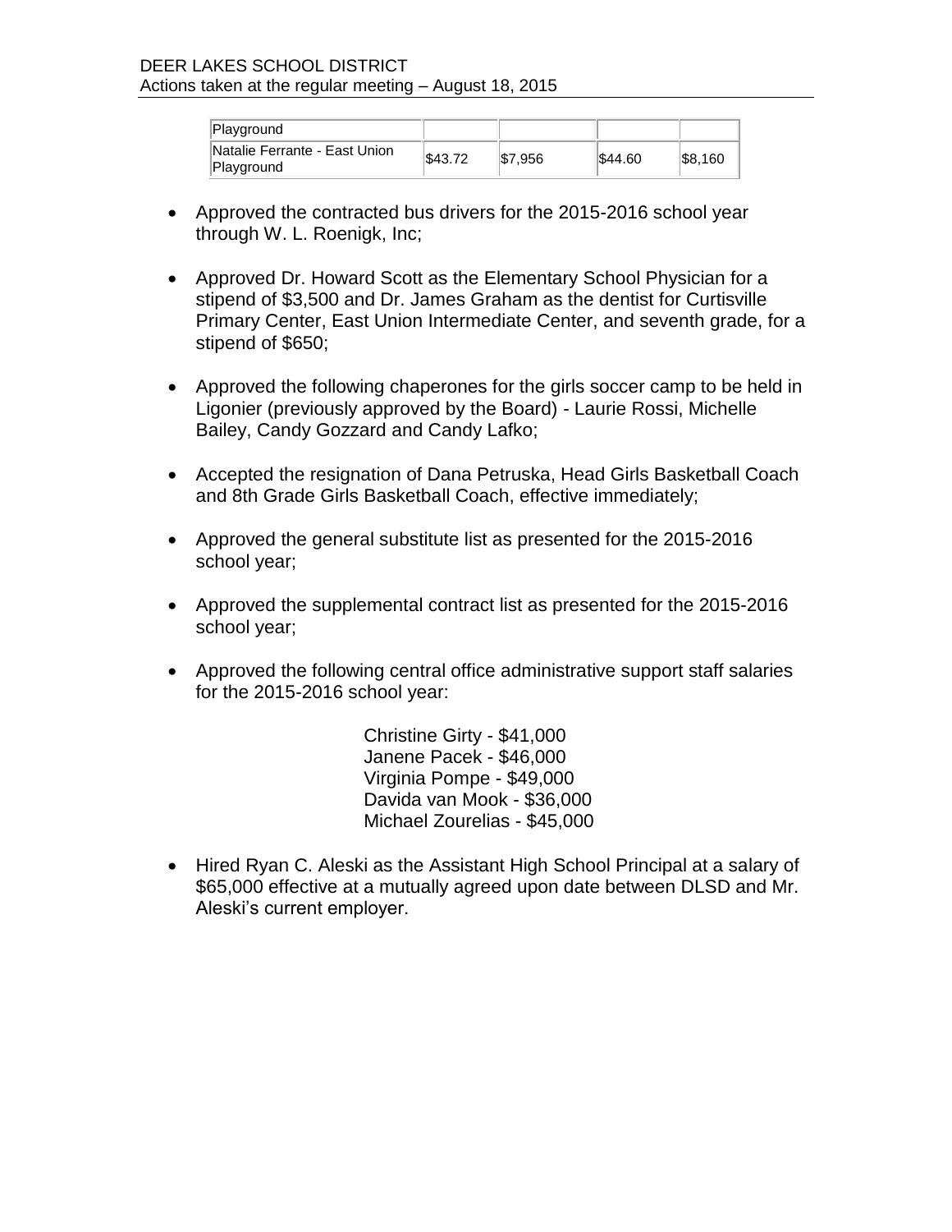| | | | | |
|---|---|---|---|---|
| Playground | | | | |
| Natalie Ferrante - East Union Playground | $43.72 | $7,956 | $44.60 | $8,160 |

- Approved the contracted bus drivers for the 2015-2016 school year through W. L. Roenigk, Inc;
- Approved Dr. Howard Scott as the Elementary School Physician for a stipend of $3,500 and Dr. James Graham as the dentist for Curtisville Primary Center, East Union Intermediate Center, and seventh grade, for a stipend of $650;
- Approved the following chaperones for the girls soccer camp to be held in Ligonier (previously approved by the Board) - Laurie Rossi, Michelle Bailey, Candy Gozzard and Candy Lafko;
- Accepted the resignation of Dana Petruska, Head Girls Basketball Coach and 8th Grade Girls Basketball Coach, effective immediately;
- Approved the general substitute list as presented for the 2015-2016 school year;
- Approved the supplemental contract list as presented for the 2015-2016 school year;
- Approved the following central office administrative support staff salaries for the 2015-2016 school year:

  Christine Girty - $41,000
  Janene Pacek - $46,000
  Virginia Pompe - $49,000
  Davida van Mook - $36,000
  Michael Zourelias - $45,000

- Hired Ryan C. Aleski as the Assistant High School Principal at a salary of $65,000 effective at a mutually agreed upon date between DLSD and Mr. Aleski's current employer.